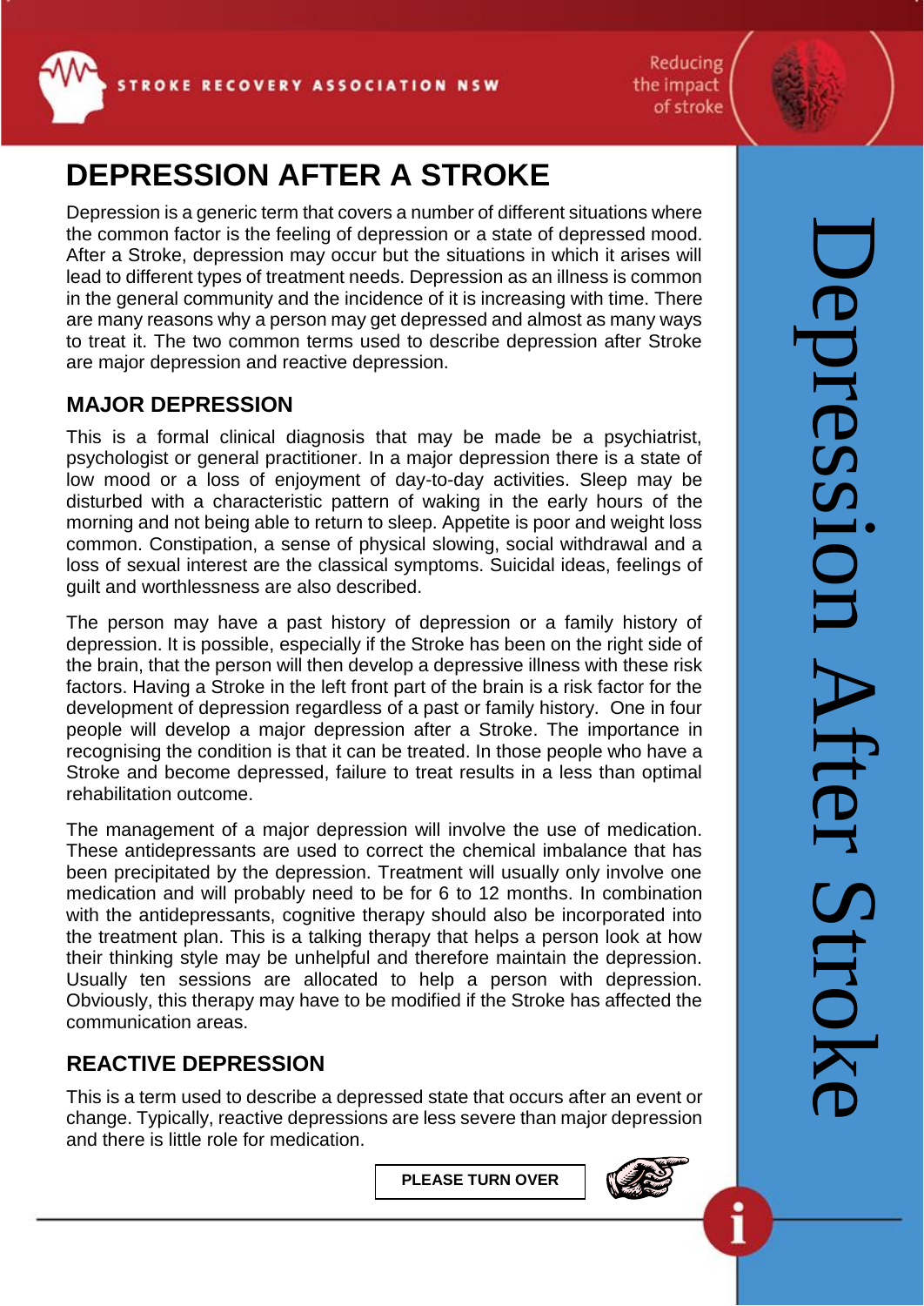# DEPRESSION AFTER A STROKE

Depression is a generic term that covers a number of different situations where the common factor is the feeling of depression or a state of depressed mood. After a Stroke, depression may occur but the situations in which it arises will lead to different types of treatment needs. Depression as an illness is common in the general community and the incidence of it is increasing with time. There are many reasons why a person may get depressed and almost as many ways to treat it. The two common terms used to describe depression after Stroke are major depression and reactive depression.

## MAJOR DEPRESSION

This is a formal clinical diagnosis that may be made be a psychiatrist, psychologist or general practitioner. In a major depression there is a state of low mood or a loss of enjoyment of day-to-day activities. Sleep may be disturbed with a characteristic pattern of waking in the early hours of the morning and not being able to return to sleep. Appetite is poor and weight loss common. Constipation, a sense of physical slowing, social withdrawal and a loss of sexual interest are the classical symptoms. Suicidal ideas, feelings of guilt and worthlessness are also described.

The person may have a past history of depression or a family history of depression. It is possible, especially if the Stroke has been on the right side of the brain, that the person will then develop a depressive illness with these risk factors. Having a Stroke in the left front part of the brain is a risk factor for the development of depression regardless of a past or family history. One in four people will develop a major depression after a Stroke. The importance in recognising the condition is that it can be treated. In those people who have a Stroke and become depressed, failure to treat results in a less than optimal rehabilitation outcome.

The management of a major depression will involve the use of medication. These antidepressants are used to correct the chemical imbalance that has been precipitated by the depression. Treatment will usually only involve one medication and will probably need to be for 6 to 12 months. In combination with the antidepressants, cognitive therapy should also be incorporated into the treatment plan. This is a talking therapy that helps a person look at how their thinking style may be unhelpful and therefore maintain the depression. Usually ten sessions are allocated to help a person with depression. Obviously, this therapy may have to be modified if the Stroke has affected the communication areas.

## REACTIVE DEPRESSION

This is a term used to describe a depressed state that occurs after an event or change. Typically, reactive depressions are less severe than major depression and there is little role for medication.

PLEASE TURN OVER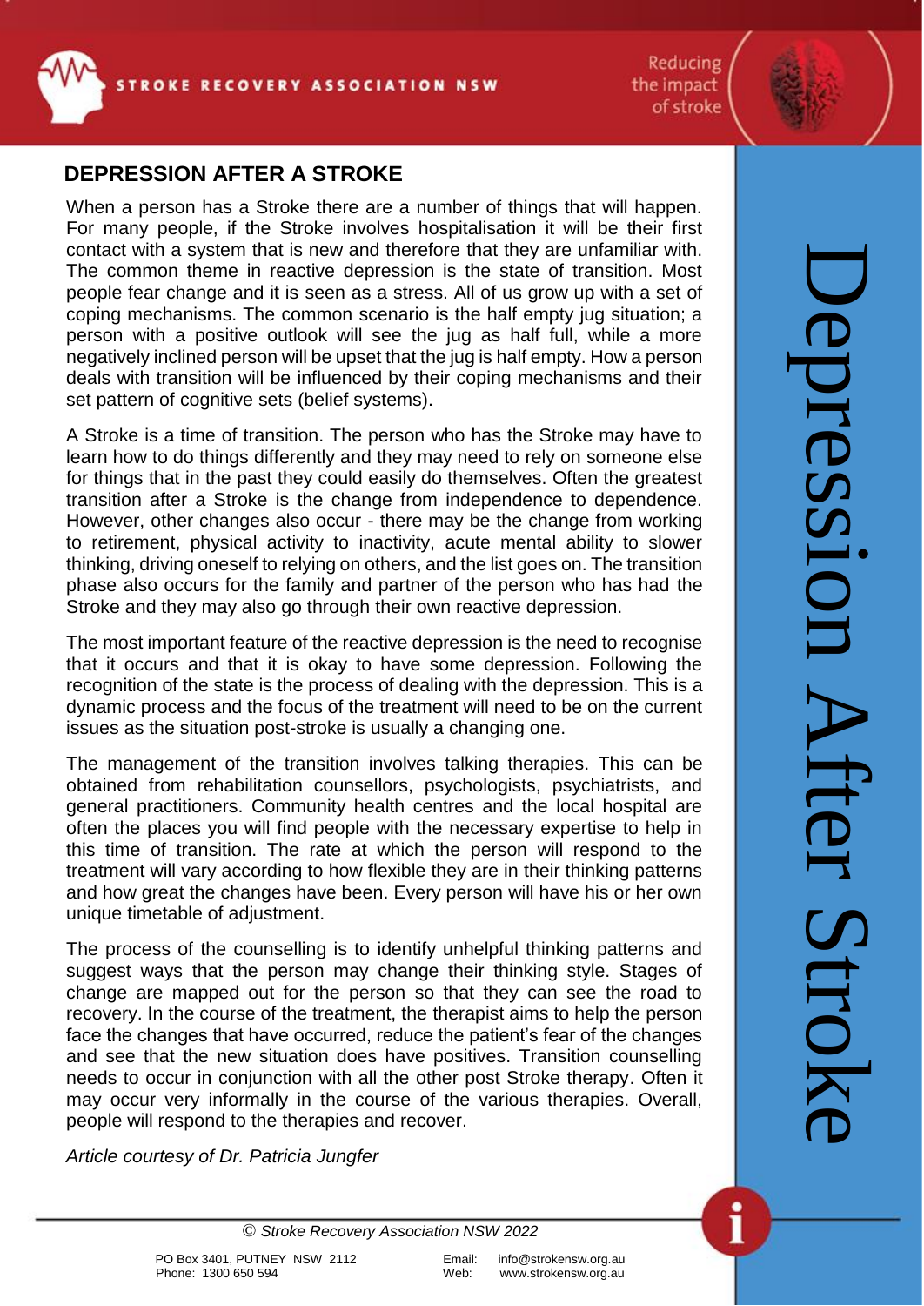## DEPRESSION AFTER A STROKE

When a person has a Stroke there are a number of things that will happen. For many people, if the Stroke involves hospitalisation it will be their first contact with a system that is new and therefore that they are unfamiliar with. The common theme in reactive depression is the state of transition. Most people fear change and it is seen as a stress. All of us grow up with a set of coping mechanisms. The common scenario is the half empty jug situation; a person with a positive outlook will see the jug as half full, while a more negatively inclined person will be upset that the jug is half empty. How a person deals with transition will be influenced by their coping mechanisms and their set pattern of cognitive sets (belief systems).

A Stroke is a time of transition. The person who has the Stroke may have to learn how to do things differently and they may need to rely on someone else for things that in the past they could easily do themselves. Often the greatest transition after a Stroke is the change from independence to dependence. However, other changes also occur - there may be the change from working to retirement, physical activity to inactivity, acute mental ability to slower thinking, driving oneself to relying on others, and the list goes on. The transition phase also occurs for the family and partner of the person who has had the Stroke and they may also go through their own reactive depression.

The most important feature of the reactive depression is the need to recognise that it occurs and that it is okay to have some depression. Following the recognition of the state is the process of dealing with the depression. This is a dynamic process and the focus of the treatment will need to be on the current issues as the situation post-stroke is usually a changing one.

The management of the transition involves talking therapies. This can be obtained from rehabilitation counsellors, psychologists, psychiatrists, and general practitioners. Community health centres and the local hospital are often the places you will find people with the necessary expertise to help in this time of transition. The rate at which the person will respond to the treatment will vary according to how flexible they are in their thinking patterns and how great the changes have been. Every person will have his or her own unique timetable of adjustment.

The process of the counselling is to identify unhelpful thinking patterns and suggest ways that the person may change their thinking style. Stages of change are mapped out for the person so that they can see the road to recovery. In the course of the treatment, the therapist aims to help the person face the changes that have occurred, reduce the patient's fear of the changes and see that the new situation does have positives. Transition counselling needs to occur in conjunction with all the other post Stroke therapy. Often it may occur very informally in the course of the various therapies. Overall, people will respond to the therapies and recover.

*Article courtesy of Dr. Patricia Jungfer*